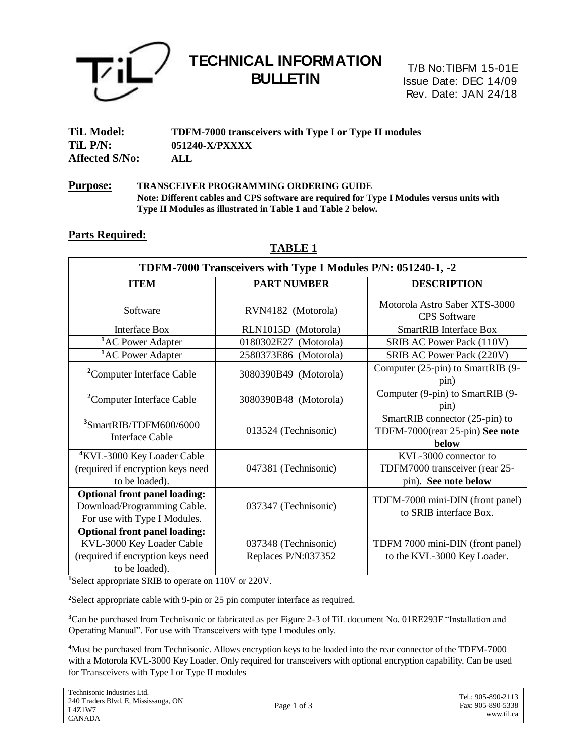# TECHNICAL INFORMATION BULLETIN

T/B No:TIBFM 15-01E
Issue Date: DEC 14/09
Rev. Date: JAN 24/18

**TiL Model:** **TDFM-7000 transceivers with Type I or Type II modules**
**TiL P/N:** **051240-X/PXXXX**
**Affected S/No:** **ALL**

**Purpose:** **TRANSCEIVER PROGRAMMING ORDERING GUIDE**
**Note: Different cables and CPS software are required for Type I Modules versus units with Type II Modules as illustrated in Table 1 and Table 2 below.**

## Parts Required:

**TABLE 1**

| TDFM-7000 Transceivers with Type I Modules P/N: 051240-1, -2 | | |
|---|---|---|
| **ITEM** | **PART NUMBER** | **DESCRIPTION** |
| Software | RVN4182 (Motorola) | Motorola Astro Saber XTS-3000 CPS Software |
| Interface Box | RLN1015D (Motorola) | SmartRIB Interface Box |
| [1]AC Power Adapter | 0180302E27 (Motorola) | SRIB AC Power Pack (110V) |
| [1]AC Power Adapter | 2580373E86 (Motorola) | SRIB AC Power Pack (220V) |
| [2]Computer Interface Cable | 3080390B49 (Motorola) | Computer (25-pin) to SmartRIB (9-pin) |
| [2]Computer Interface Cable | 3080390B48 (Motorola) | Computer (9-pin) to SmartRIB (9-pin) |
| [3]SmartRIB/TDFM600/6000 Interface Cable | 013524 (Technisonic) | SmartRIB connector (25-pin) to TDFM-7000(rear 25-pin) **See note below** |
| [4]KVL-3000 Key Loader Cable (required if encryption keys need to be loaded). | 047381 (Technisonic) | KVL-3000 connector to TDFM7000 transceiver (rear 25-pin). **See note below** |
| **Optional front panel loading:** Download/Programming Cable. For use with Type I Modules. | 037347 (Technisonic) | TDFM-7000 mini-DIN (front panel) to SRIB interface Box. |
| **Optional front panel loading:** KVL-3000 Key Loader Cable (required if encryption keys need to be loaded). | 037348 (Technisonic) Replaces P/N:037352 | TDFM 7000 mini-DIN (front panel) to the KVL-3000 Key Loader. |

[1]Select appropriate SRIB to operate on 110V or 220V.

[2]Select appropriate cable with 9-pin or 25 pin computer interface as required.

[3]Can be purchased from Technisonic or fabricated as per Figure 2-3 of TiL document No. 01RE293F "Installation and Operating Manual". For use with Transceivers with type I modules only.

[4]Must be purchased from Technisonic. Allows encryption keys to be loaded into the rear connector of the TDFM-7000 with a Motorola KVL-3000 Key Loader. Only required for transceivers with optional encryption capability. Can be used for Transceivers with Type I or Type II modules

Technisonic Industries Ltd.
240 Traders Blvd. E, Mississauga, ON
L4Z1W7
CANADA

Tel.: 905-890-2113
Fax: 905-890-5338
www.til.ca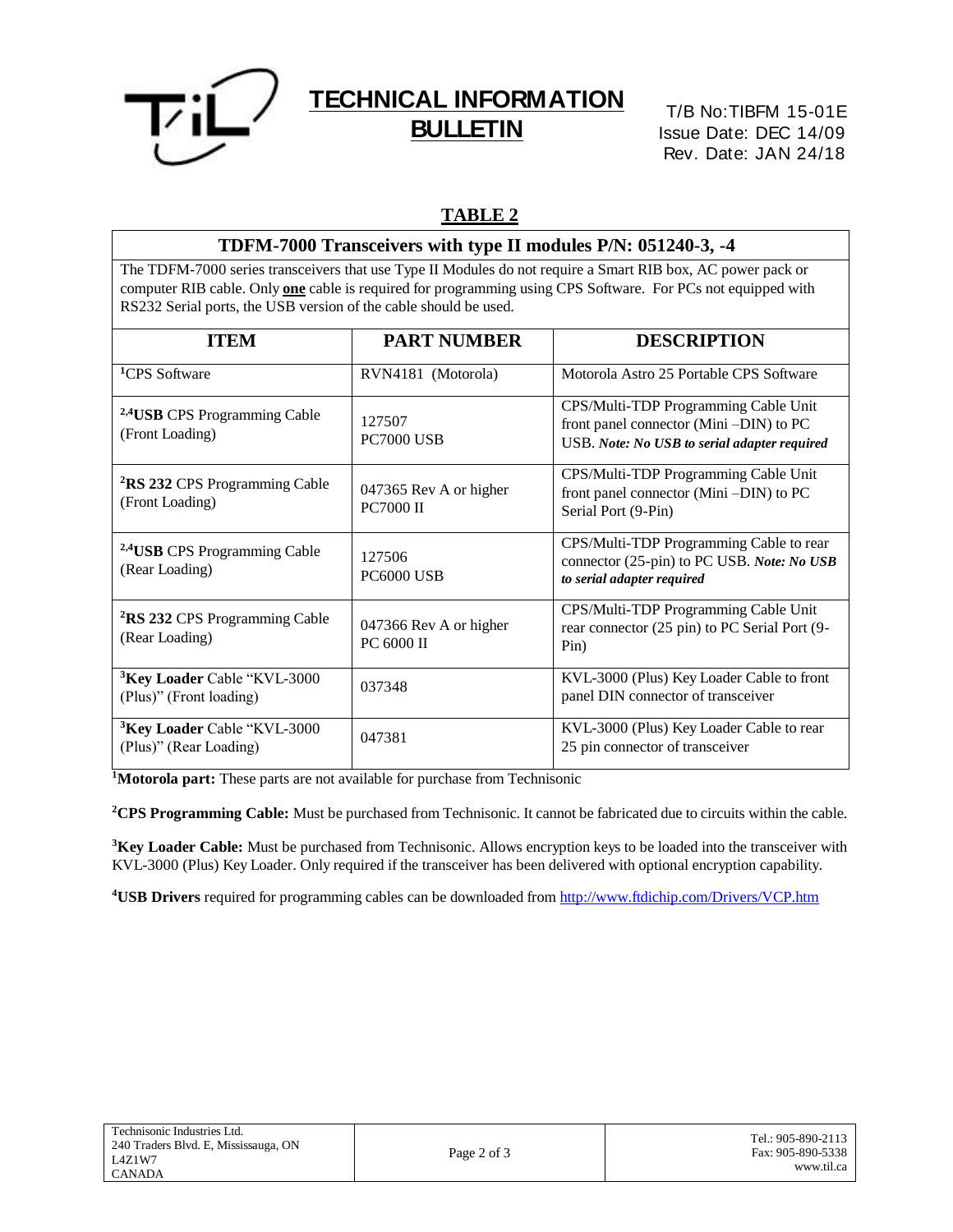## TABLE 2

### TDFM-7000 Transceivers with type II modules P/N: 051240-3, -4

The TDFM-7000 series transceivers that use Type II Modules do not require a Smart RIB box, AC power pack or computer RIB cable. Only **one** cable is required for programming using CPS Software. For PCs not equipped with RS232 Serial ports, the USB version of the cable should be used.

| ITEM | PART NUMBER | DESCRIPTION |
| --- | --- | --- |
| [1]CPS Software | RVN4181 (Motorola) | Motorola Astro 25 Portable CPS Software |
| [2,4]**USB** CPS Programming Cable (Front Loading) | 127507<br>PC7000 USB | CPS/Multi-TDP Programming Cable Unit front panel connector (Mini –DIN) to PC USB. ***Note: No USB to serial adapter required*** |
| [2]**RS 232** CPS Programming Cable (Front Loading) | 047365 Rev A or higher<br>PC7000 II | CPS/Multi-TDP Programming Cable Unit front panel connector (Mini –DIN) to PC Serial Port (9-Pin) |
| [2,4]**USB** CPS Programming Cable (Rear Loading) | 127506<br>PC6000 USB | CPS/Multi-TDP Programming Cable to rear connector (25-pin) to PC USB. ***Note: No USB to serial adapter required*** |
| [2]**RS 232** CPS Programming Cable (Rear Loading) | 047366 Rev A or higher<br>PC 6000 II | CPS/Multi-TDP Programming Cable Unit rear connector (25 pin) to PC Serial Port (9-Pin) |
| [3]**Key Loader** Cable "KVL-3000 (Plus)" (Front loading) | 037348 | KVL-3000 (Plus) Key Loader Cable to front panel DIN connector of transceiver |
| [3]**Key Loader** Cable "KVL-3000 (Plus)" (Rear Loading) | 047381 | KVL-3000 (Plus) Key Loader Cable to rear 25 pin connector of transceiver |

[1]**Motorola part:** These parts are not available for purchase from Technisonic

[2]**CPS Programming Cable:** Must be purchased from Technisonic. It cannot be fabricated due to circuits within the cable.

[3]**Key Loader Cable:** Must be purchased from Technisonic. Allows encryption keys to be loaded into the transceiver with KVL-3000 (Plus) Key Loader. Only required if the transceiver has been delivered with optional encryption capability.

[4]**USB Drivers** required for programming cables can be downloaded from http://www.ftdichip.com/Drivers/VCP.htm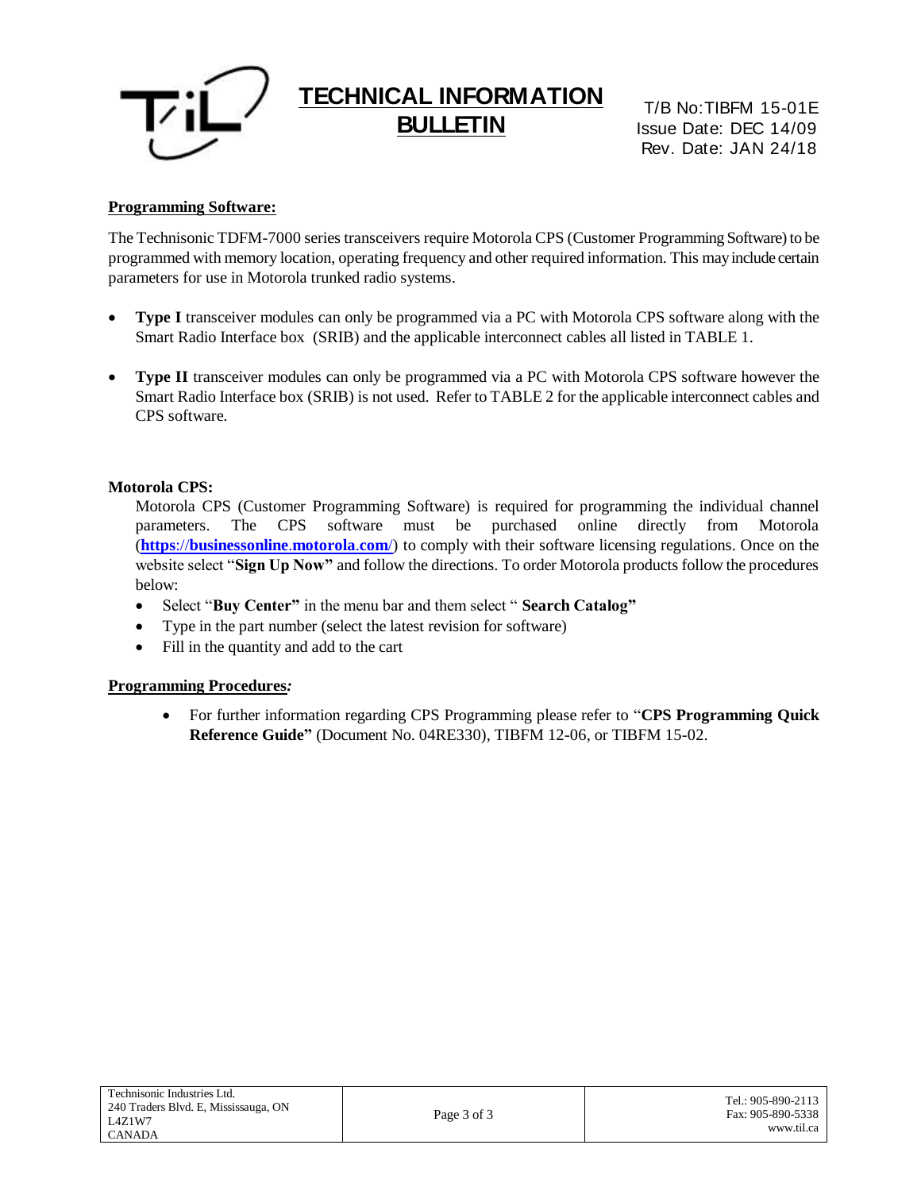**Programming Software:**

The Technisonic TDFM-7000 series transceivers require Motorola CPS (Customer Programming Software) to be programmed with memory location, operating frequency and other required information. This may include certain parameters for use in Motorola trunked radio systems.

- **Type I** transceiver modules can only be programmed via a PC with Motorola CPS software along with the Smart Radio Interface box (SRIB) and the applicable interconnect cables all listed in TABLE 1.
- **Type II** transceiver modules can only be programmed via a PC with Motorola CPS software however the Smart Radio Interface box (SRIB) is not used. Refer to TABLE 2 for the applicable interconnect cables and CPS software.

**Motorola CPS:**

Motorola CPS (Customer Programming Software) is required for programming the individual channel parameters. The CPS software must be purchased online directly from Motorola (**https://businessonline.motorola.com/**) to comply with their software licensing regulations. Once on the website select "**Sign Up Now"** and follow the directions. To order Motorola products follow the procedures below:

- Select "**Buy Center"** in the menu bar and them select " **Search Catalog"**
- Type in the part number (select the latest revision for software)
- Fill in the quantity and add to the cart

***Programming Procedures:***

- For further information regarding CPS Programming please refer to "**CPS Programming Quick Reference Guide"** (Document No. 04RE330), TIBFM 12-06, or TIBFM 15-02.